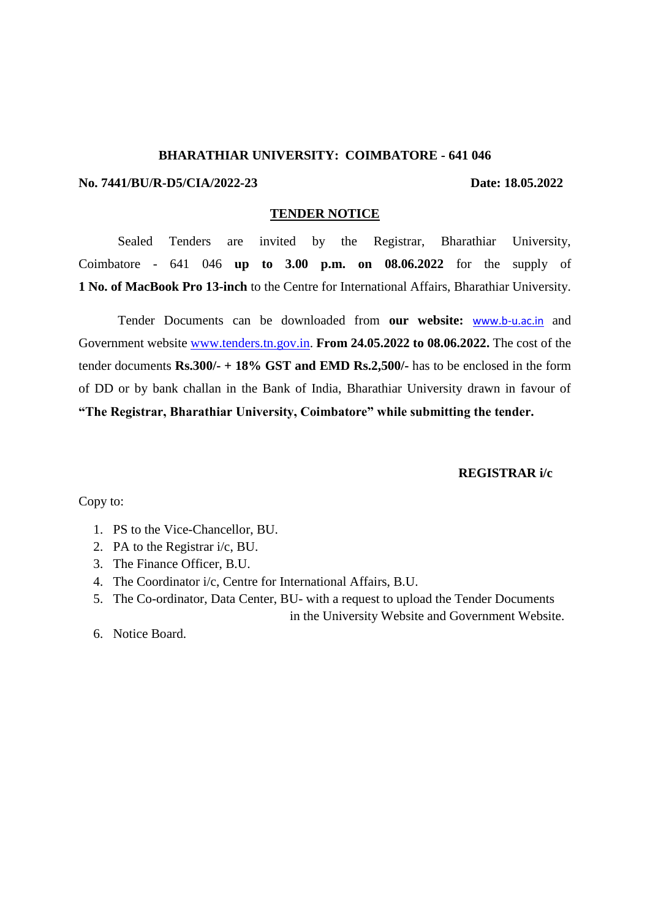**BHARATHIAR UNIVERSITY: COIMBATORE - 641 046**

**No. 7441/BU/R-D5/CIA/2022-23** **Date: 18.05.2022**

## TENDER NOTICE

Sealed Tenders are invited by the Registrar, Bharathiar University, Coimbatore - 641 046 **up to 3.00 p.m. on 08.06.2022** for the supply of **1 No. of MacBook Pro 13-inch** to the Centre for International Affairs, Bharathiar University.

Tender Documents can be downloaded from **our website:** www.b-u.ac.in and Government website www.tenders.tn.gov.in. **From 24.05.2022 to 08.06.2022.** The cost of the tender documents **Rs.300/- + 18% GST and EMD Rs.2,500/-** has to be enclosed in the form of DD or by bank challan in the Bank of India, Bharathiar University drawn in favour of **"The Registrar, Bharathiar University, Coimbatore" while submitting the tender.**

**REGISTRAR i/c**

Copy to:

1. PS to the Vice-Chancellor, BU.
2. PA to the Registrar i/c, BU.
3. The Finance Officer, B.U.
4. The Coordinator i/c, Centre for International Affairs, B.U.
5. The Co-ordinator, Data Center, BU- with a request to upload the Tender Documents in the University Website and Government Website.
6. Notice Board.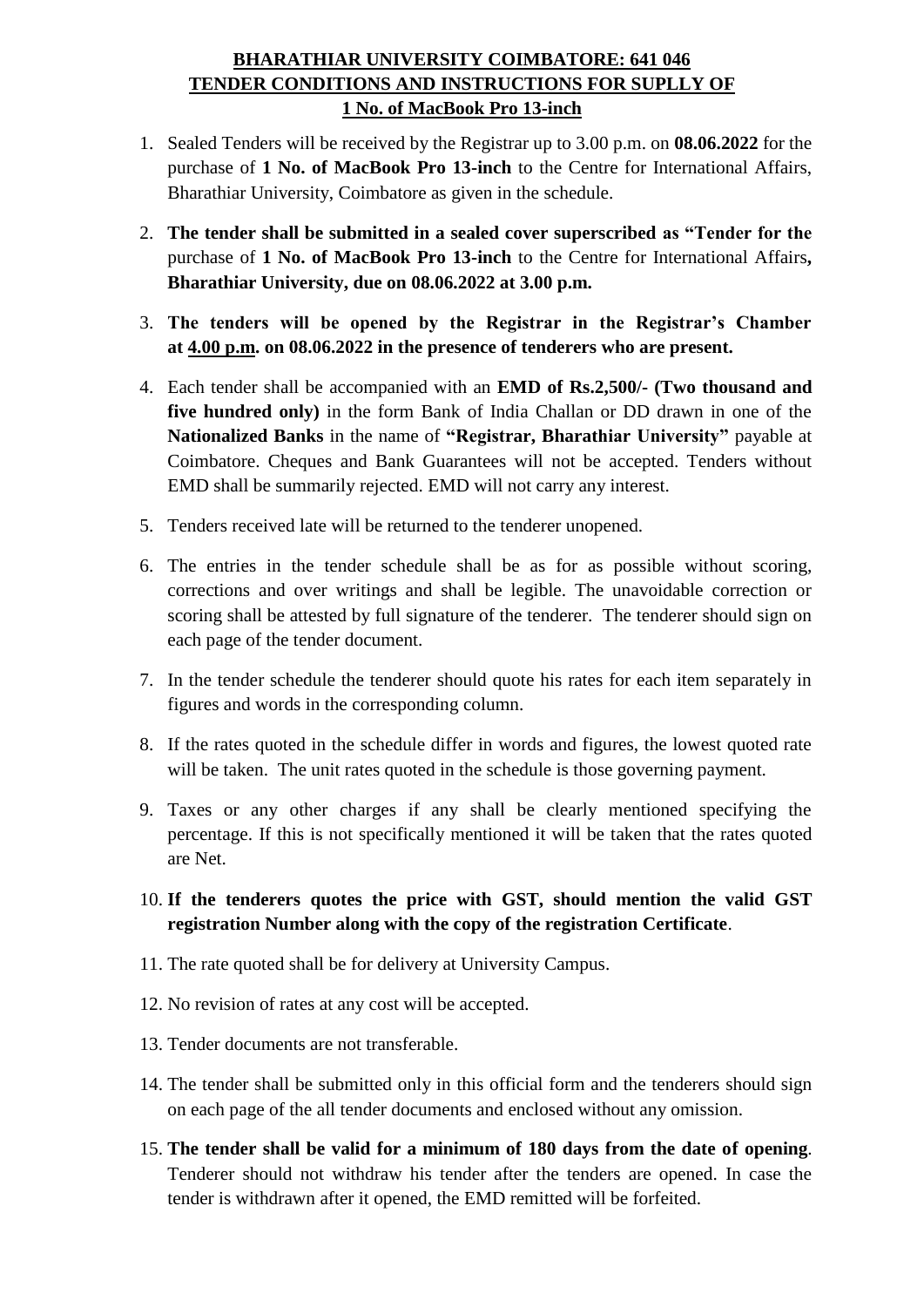**BHARATHIAR UNIVERSITY COIMBATORE: 641 046**
**TENDER CONDITIONS AND INSTRUCTIONS FOR SUPLLY OF**
**1 No. of MacBook Pro 13-inch**

1. Sealed Tenders will be received by the Registrar up to 3.00 p.m. on **08.06.2022** for the purchase of **1 No. of MacBook Pro 13-inch** to the Centre for International Affairs, Bharathiar University, Coimbatore as given in the schedule.

2. **The tender shall be submitted in a sealed cover superscribed as "Tender for the** purchase of **1 No. of MacBook Pro 13-inch** to the Centre for International Affairs**, Bharathiar University, due on 08.06.2022 at 3.00 p.m.**

3. **The tenders will be opened by the Registrar in the Registrar's Chamber at 4.00 p.m. on 08.06.2022 in the presence of tenderers who are present.**

4. Each tender shall be accompanied with an **EMD of Rs.2,500/- (Two thousand and five hundred only)** in the form Bank of India Challan or DD drawn in one of the **Nationalized Banks** in the name of **"Registrar, Bharathiar University"** payable at Coimbatore. Cheques and Bank Guarantees will not be accepted. Tenders without EMD shall be summarily rejected. EMD will not carry any interest.

5. Tenders received late will be returned to the tenderer unopened.

6. The entries in the tender schedule shall be as for as possible without scoring, corrections and over writings and shall be legible. The unavoidable correction or scoring shall be attested by full signature of the tenderer. The tenderer should sign on each page of the tender document.

7. In the tender schedule the tenderer should quote his rates for each item separately in figures and words in the corresponding column.

8. If the rates quoted in the schedule differ in words and figures, the lowest quoted rate will be taken. The unit rates quoted in the schedule is those governing payment.

9. Taxes or any other charges if any shall be clearly mentioned specifying the percentage. If this is not specifically mentioned it will be taken that the rates quoted are Net.

10. **If the tenderers quotes the price with GST, should mention the valid GST registration Number along with the copy of the registration Certificate**.

11. The rate quoted shall be for delivery at University Campus.

12. No revision of rates at any cost will be accepted.

13. Tender documents are not transferable.

14. The tender shall be submitted only in this official form and the tenderers should sign on each page of the all tender documents and enclosed without any omission.

15. **The tender shall be valid for a minimum of 180 days from the date of opening**. Tenderer should not withdraw his tender after the tenders are opened. In case the tender is withdrawn after it opened, the EMD remitted will be forfeited.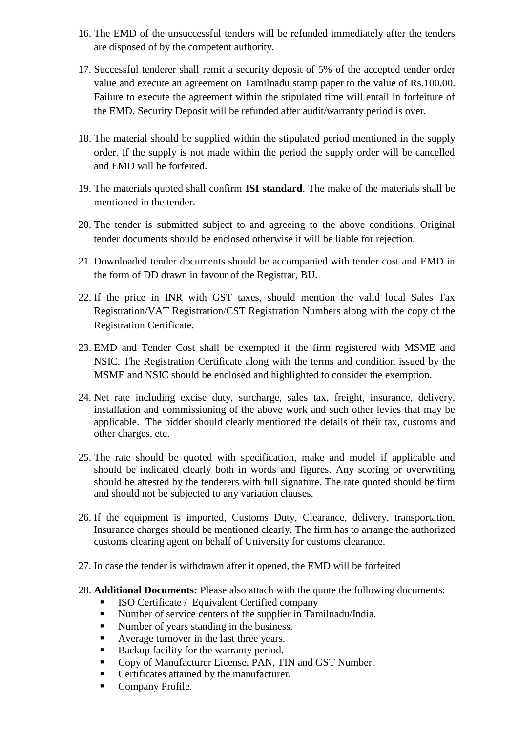16. The EMD of the unsuccessful tenders will be refunded immediately after the tenders are disposed of by the competent authority.

17. Successful tenderer shall remit a security deposit of 5% of the accepted tender order value and execute an agreement on Tamilnadu stamp paper to the value of Rs.100.00. Failure to execute the agreement within the stipulated time will entail in forfeiture of the EMD. Security Deposit will be refunded after audit/warranty period is over.

18. The material should be supplied within the stipulated period mentioned in the supply order. If the supply is not made within the period the supply order will be cancelled and EMD will be forfeited.

19. The materials quoted shall confirm **ISI standard**. The make of the materials shall be mentioned in the tender.

20. The tender is submitted subject to and agreeing to the above conditions. Original tender documents should be enclosed otherwise it will be liable for rejection.

21. Downloaded tender documents should be accompanied with tender cost and EMD in the form of DD drawn in favour of the Registrar, BU.

22. If the price in INR with GST taxes, should mention the valid local Sales Tax Registration/VAT Registration/CST Registration Numbers along with the copy of the Registration Certificate.

23. EMD and Tender Cost shall be exempted if the firm registered with MSME and NSIC. The Registration Certificate along with the terms and condition issued by the MSME and NSIC should be enclosed and highlighted to consider the exemption.

24. Net rate including excise duty, surcharge, sales tax, freight, insurance, delivery, installation and commissioning of the above work and such other levies that may be applicable. The bidder should clearly mentioned the details of their tax, customs and other charges, etc.

25. The rate should be quoted with specification, make and model if applicable and should be indicated clearly both in words and figures. Any scoring or overwriting should be attested by the tenderers with full signature. The rate quoted should be firm and should not be subjected to any variation clauses.

26. If the equipment is imported, Customs Duty, Clearance, delivery, transportation, Insurance charges should be mentioned clearly. The firm has to arrange the authorized customs clearing agent on behalf of University for customs clearance.

27. In case the tender is withdrawn after it opened, the EMD will be forfeited

28. **Additional Documents:** Please also attach with the quote the following documents:
    - ISO Certificate / Equivalent Certified company
    - Number of service centers of the supplier in Tamilnadu/India.
    - Number of years standing in the business.
    - Average turnover in the last three years.
    - Backup facility for the warranty period.
    - Copy of Manufacturer License, PAN, TIN and GST Number.
    - Certificates attained by the manufacturer.
    - Company Profile.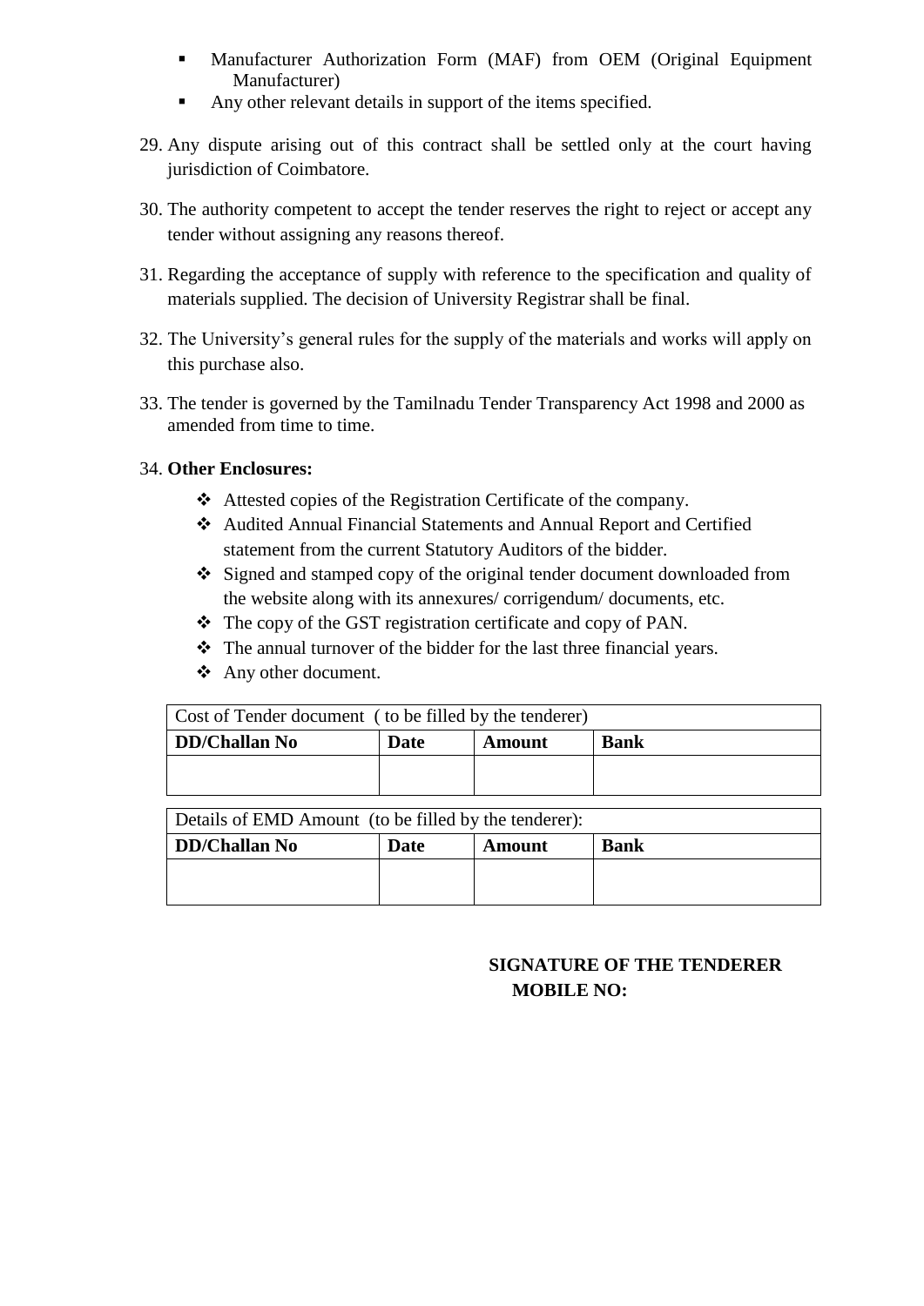- Manufacturer Authorization Form (MAF) from OEM (Original Equipment Manufacturer)
- Any other relevant details in support of the items specified.

29. Any dispute arising out of this contract shall be settled only at the court having jurisdiction of Coimbatore.

30. The authority competent to accept the tender reserves the right to reject or accept any tender without assigning any reasons thereof.

31. Regarding the acceptance of supply with reference to the specification and quality of materials supplied. The decision of University Registrar shall be final.

32. The University's general rules for the supply of the materials and works will apply on this purchase also.

33. The tender is governed by the Tamilnadu Tender Transparency Act 1998 and 2000 as amended from time to time.

34. **Other Enclosures:**

    - Attested copies of the Registration Certificate of the company.
    - Audited Annual Financial Statements and Annual Report and Certified statement from the current Statutory Auditors of the bidder.
    - Signed and stamped copy of the original tender document downloaded from the website along with its annexures/ corrigendum/ documents, etc.
    - The copy of the GST registration certificate and copy of PAN.
    - The annual turnover of the bidder for the last three financial years.
    - Any other document.

| Cost of Tender document ( to be filled by the tenderer) | | | |
|---|---|---|---|
| **DD/Challan No** | **Date** | **Amount** | **Bank** |
| | | | |

| Details of EMD Amount (to be filled by the tenderer): | | | |
|---|---|---|---|
| **DD/Challan No** | **Date** | **Amount** | **Bank** |
| | | | |

**SIGNATURE OF THE TENDERER**
**MOBILE NO:**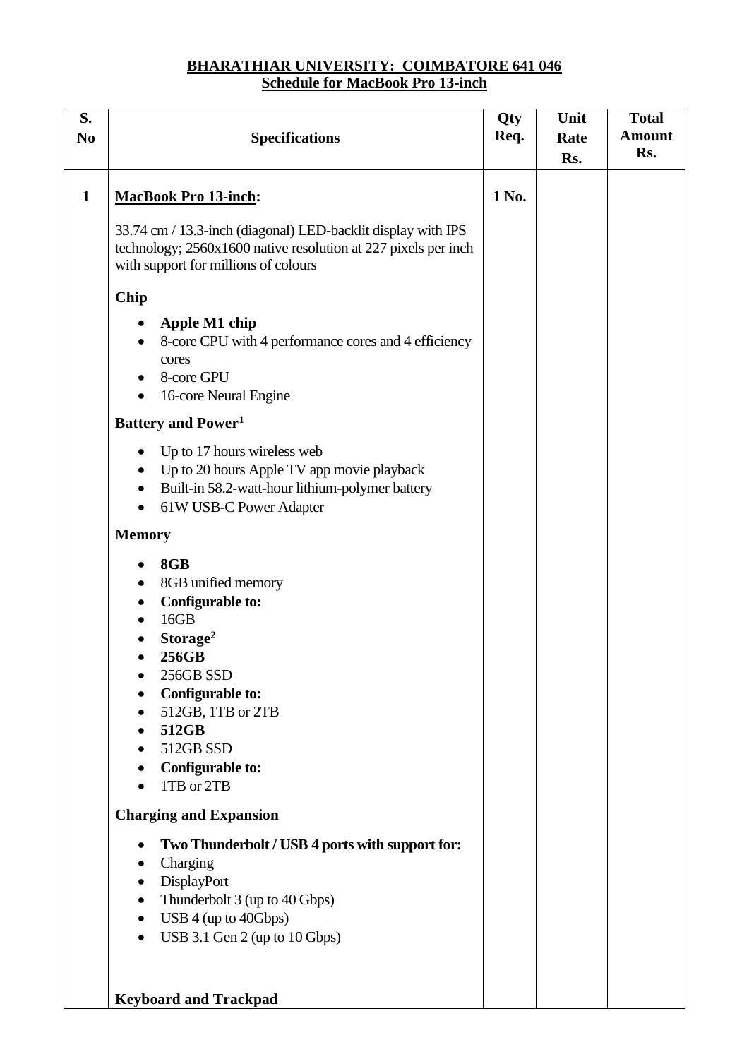**BHARATHIAR UNIVERSITY: COIMBATORE 641 046**
**Schedule for MacBook Pro 13-inch**

| S. No | Specifications | Qty Req. | Unit Rate Rs. | Total Amount Rs. |
|---|---|---|---|---|
| 1 | **MacBook Pro 13-inch:**<br><br>33.74 cm / 13.3-inch (diagonal) LED-backlit display with IPS technology; 2560x1600 native resolution at 227 pixels per inch with support for millions of colours<br><br>**Chip**<br>• **Apple M1 chip**<br>• 8-core CPU with 4 performance cores and 4 efficiency cores<br>• 8-core GPU<br>• 16-core Neural Engine<br><br>**Battery and Power**[1]<br>• Up to 17 hours wireless web<br>• Up to 20 hours Apple TV app movie playback<br>• Built-in 58.2-watt-hour lithium-polymer battery<br>• 61W USB-C Power Adapter<br><br>**Memory**<br>• **8GB**<br>• 8GB unified memory<br>• **Configurable to:**<br>• 16GB<br>• **Storage**[2]<br>• **256GB**<br>• 256GB SSD<br>• **Configurable to:**<br>• 512GB, 1TB or 2TB<br>• **512GB**<br>• 512GB SSD<br>• **Configurable to:**<br>• 1TB or 2TB<br><br>**Charging and Expansion**<br>• **Two Thunderbolt / USB 4 ports with support for:**<br>• Charging<br>• DisplayPort<br>• Thunderbolt 3 (up to 40 Gbps)<br>• USB 4 (up to 40Gbps)<br>• USB 3.1 Gen 2 (up to 10 Gbps)<br><br>**Keyboard and Trackpad** | 1 No. | | |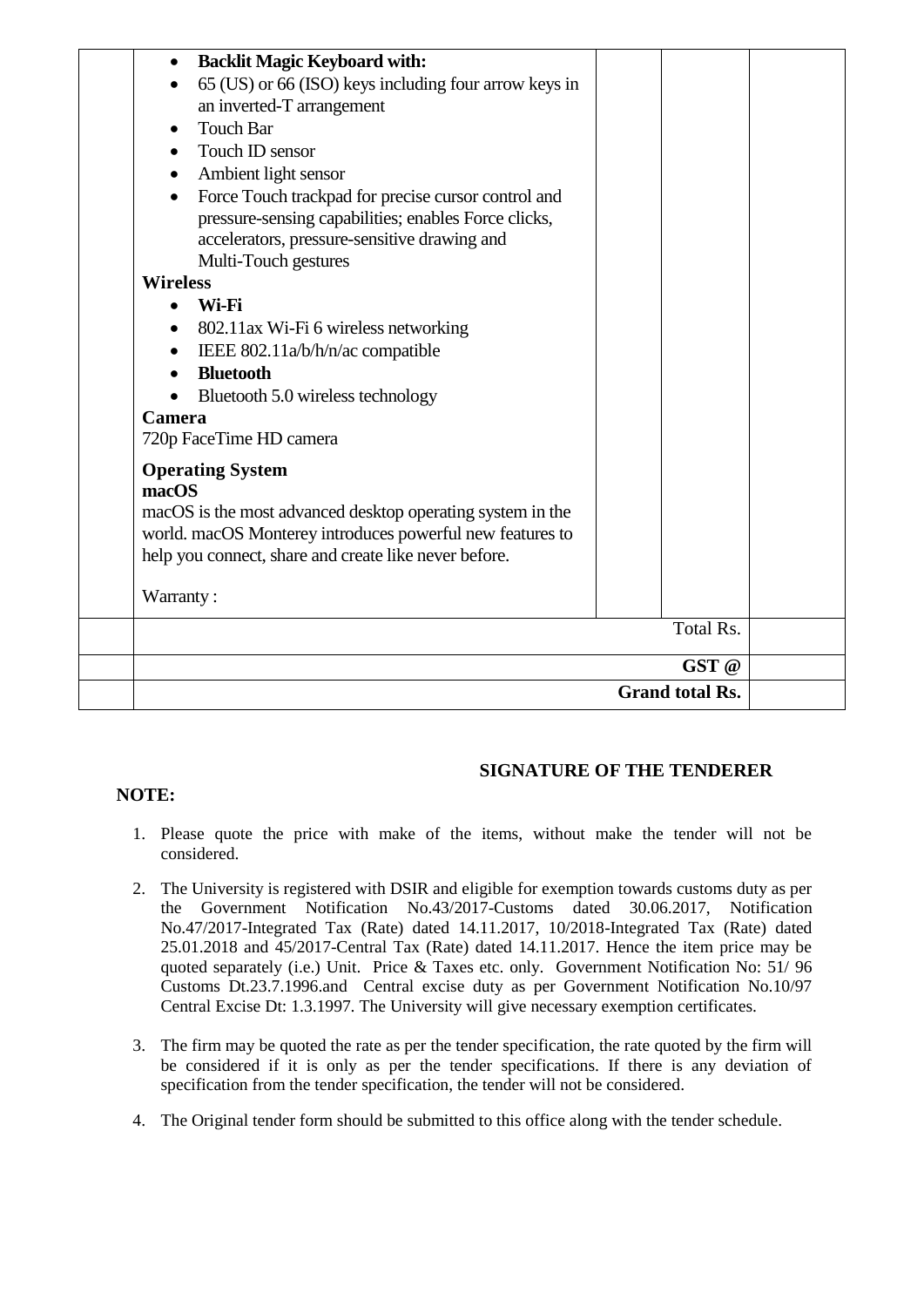| | | | | |
|---|---|---|---|---|
| | • **Backlit Magic Keyboard with:**<br>• 65 (US) or 66 (ISO) keys including four arrow keys in an inverted-T arrangement<br>• Touch Bar<br>• Touch ID sensor<br>• Ambient light sensor<br>• Force Touch trackpad for precise cursor control and pressure-sensing capabilities; enables Force clicks, accelerators, pressure-sensitive drawing and Multi-Touch gestures<br>**Wireless**<br>• **Wi-Fi**<br>• 802.11ax Wi-Fi 6 wireless networking<br>• IEEE 802.11a/b/h/n/ac compatible<br>• **Bluetooth**<br>• Bluetooth 5.0 wireless technology<br>**Camera**<br>720p FaceTime HD camera<br>**Operating System**<br>**macOS**<br>macOS is the most advanced desktop operating system in the world. macOS Monterey introduces powerful new features to help you connect, share and create like never before.<br>Warranty : | | | |
| | Total Rs. | | | |
| | **GST @** | | | |
| | **Grand total Rs.** | | | |

**SIGNATURE OF THE TENDERER**

**NOTE:**

1. Please quote the price with make of the items, without make the tender will not be considered.
2. The University is registered with DSIR and eligible for exemption towards customs duty as per the Government Notification No.43/2017-Customs dated 30.06.2017, Notification No.47/2017-Integrated Tax (Rate) dated 14.11.2017, 10/2018-Integrated Tax (Rate) dated 25.01.2018 and 45/2017-Central Tax (Rate) dated 14.11.2017. Hence the item price may be quoted separately (i.e.) Unit. Price & Taxes etc. only. Government Notification No: 51/ 96 Customs Dt.23.7.1996.and Central excise duty as per Government Notification No.10/97 Central Excise Dt: 1.3.1997. The University will give necessary exemption certificates.
3. The firm may be quoted the rate as per the tender specification, the rate quoted by the firm will be considered if it is only as per the tender specifications. If there is any deviation of specification from the tender specification, the tender will not be considered.
4. The Original tender form should be submitted to this office along with the tender schedule.